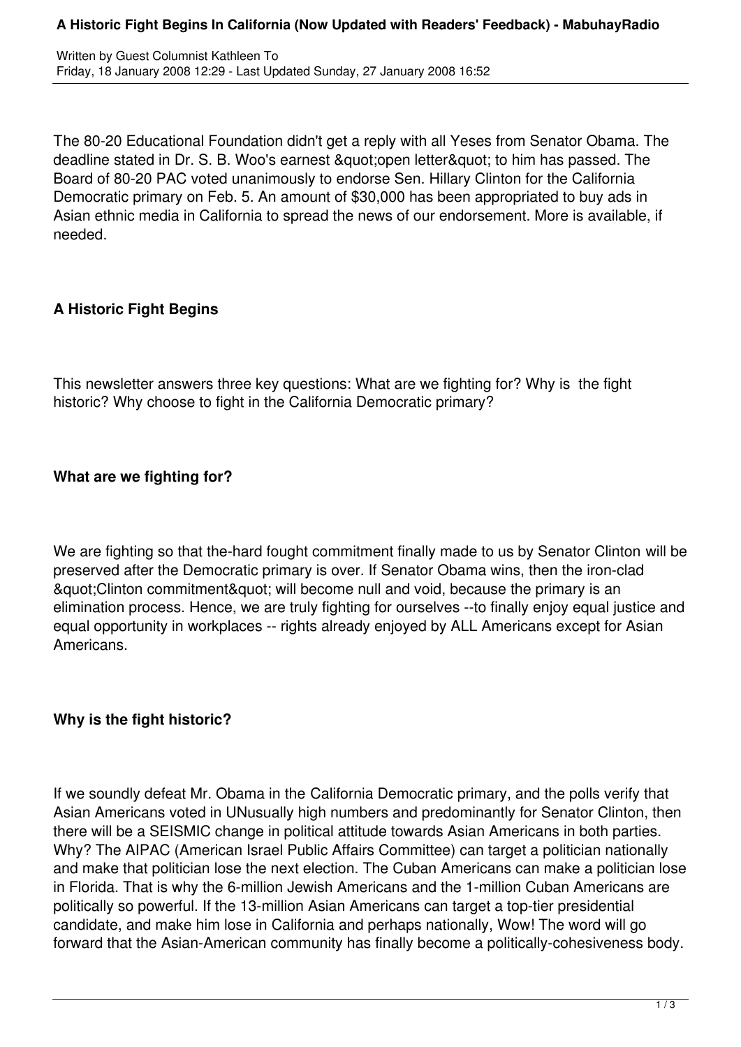# A Historic Fight Begins In California (Now Updated with Readers' Feedback) - MabuhayRadio

Written by Guest Columnist Kathleen To
Friday, 18 January 2008 12:29 - Last Updated Sunday, 27 January 2008 16:52

The 80-20 Educational Foundation didn't get a reply with all Yeses from Senator Obama. The deadline stated in Dr. S. B. Woo's earnest &quot;open letter&quot; to him has passed. The Board of 80-20 PAC voted unanimously to endorse Sen. Hillary Clinton for the California Democratic primary on Feb. 5. An amount of $30,000 has been appropriated to buy ads in Asian ethnic media in California to spread the news of our endorsement. More is available, if needed.

**A Historic Fight Begins**

This newsletter answers three key questions: What are we fighting for? Why is the fight historic? Why choose to fight in the California Democratic primary?

**What are we fighting for?**

We are fighting so that the-hard fought commitment finally made to us by Senator Clinton will be preserved after the Democratic primary is over. If Senator Obama wins, then the iron-clad &quot;Clinton commitment&quot; will become null and void, because the primary is an elimination process. Hence, we are truly fighting for ourselves --to finally enjoy equal justice and equal opportunity in workplaces -- rights already enjoyed by ALL Americans except for Asian Americans.

**Why is the fight historic?**

If we soundly defeat Mr. Obama in the California Democratic primary, and the polls verify that Asian Americans voted in UNusually high numbers and predominantly for Senator Clinton, then there will be a SEISMIC change in political attitude towards Asian Americans in both parties. Why? The AIPAC (American Israel Public Affairs Committee) can target a politician nationally and make that politician lose the next election. The Cuban Americans can make a politician lose in Florida. That is why the 6-million Jewish Americans and the 1-million Cuban Americans are politically so powerful. If the 13-million Asian Americans can target a top-tier presidential candidate, and make him lose in California and perhaps nationally, Wow! The word will go forward that the Asian-American community has finally become a politically-cohesiveness body.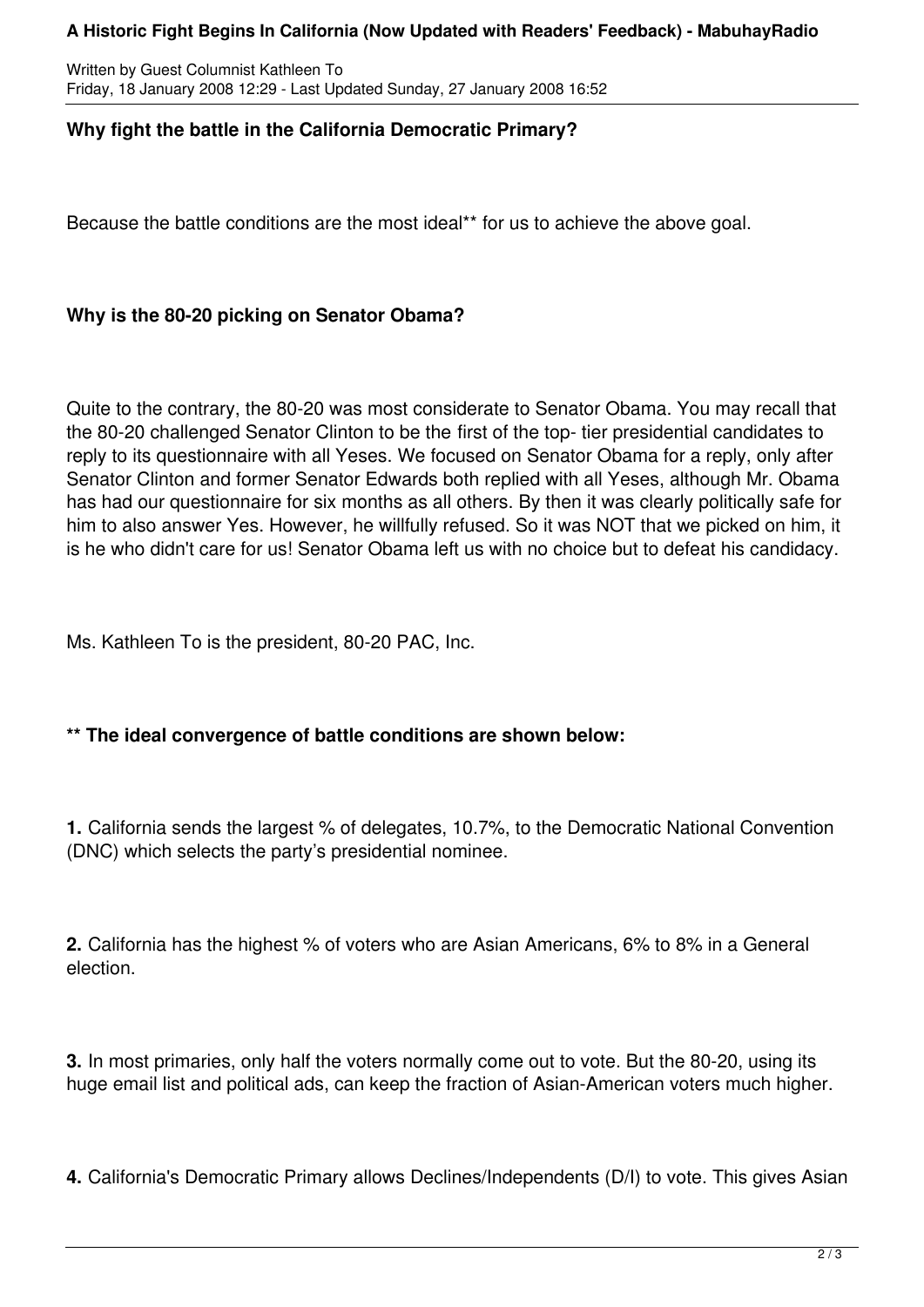**Why fight the battle in the California Democratic Primary?**

Because the battle conditions are the most ideal** for us to achieve the above goal.

**Why is the 80-20 picking on Senator Obama?**

Quite to the contrary, the 80-20 was most considerate to Senator Obama. You may recall that the 80-20 challenged Senator Clinton to be the first of the top- tier presidential candidates to reply to its questionnaire with all Yeses. We focused on Senator Obama for a reply, only after Senator Clinton and former Senator Edwards both replied with all Yeses, although Mr. Obama has had our questionnaire for six months as all others. By then it was clearly politically safe for him to also answer Yes. However, he willfully refused. So it was NOT that we picked on him, it is he who didn't care for us! Senator Obama left us with no choice but to defeat his candidacy.

Ms. Kathleen To is the president, 80-20 PAC, Inc.

**** The ideal convergence of battle conditions are shown below:**

**1.** California sends the largest % of delegates, 10.7%, to the Democratic National Convention (DNC) which selects the party's presidential nominee.

**2.** California has the highest % of voters who are Asian Americans, 6% to 8% in a General election.

**3.** In most primaries, only half the voters normally come out to vote. But the 80-20, using its huge email list and political ads, can keep the fraction of Asian-American voters much higher.

**4.** California's Democratic Primary allows Declines/Independents (D/I) to vote. This gives Asian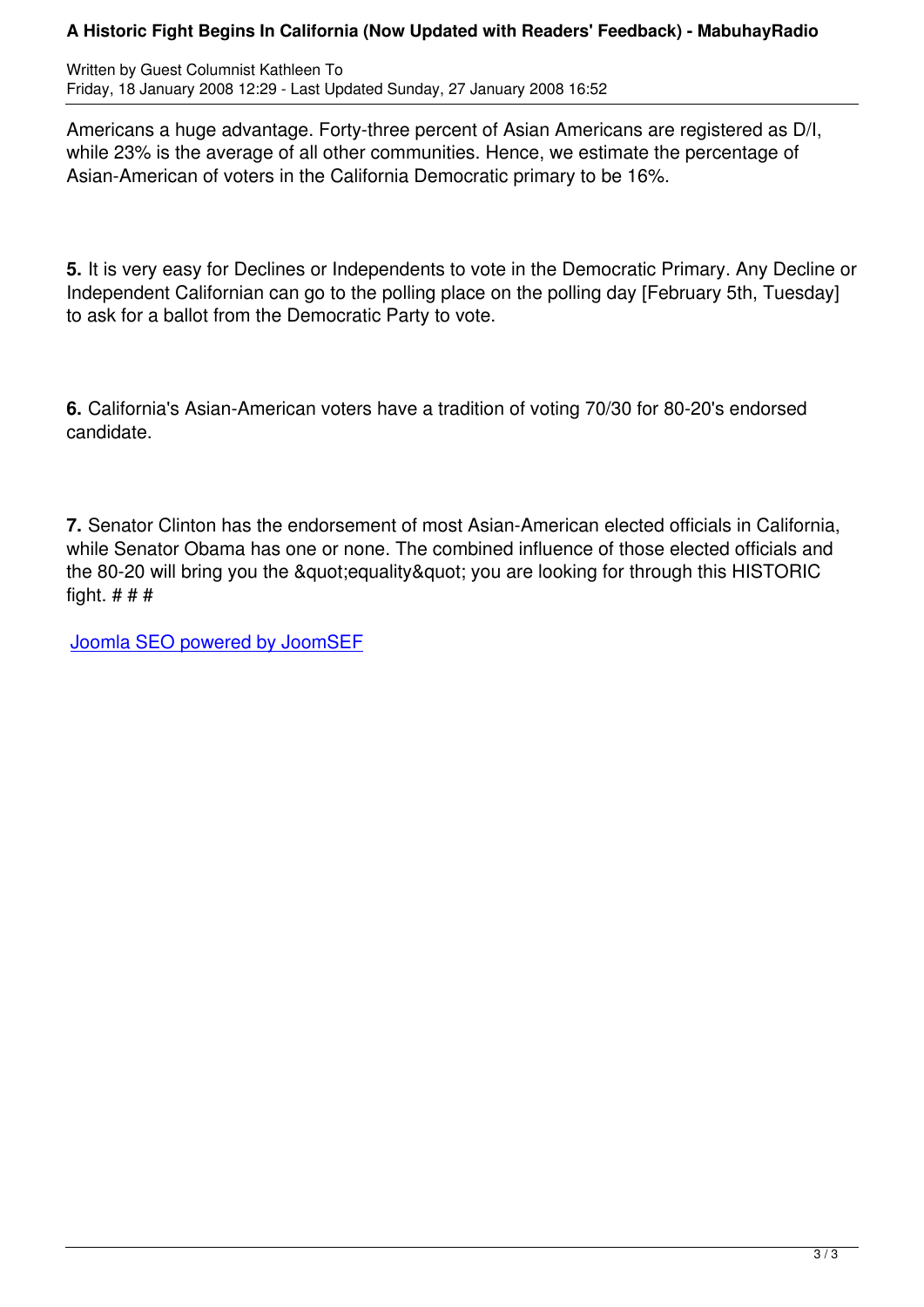Americans a huge advantage. Forty-three percent of Asian Americans are registered as D/I, while 23% is the average of all other communities. Hence, we estimate the percentage of Asian-American of voters in the California Democratic primary to be 16%.

**5.** It is very easy for Declines or Independents to vote in the Democratic Primary. Any Decline or Independent Californian can go to the polling place on the polling day [February 5th, Tuesday] to ask for a ballot from the Democratic Party to vote.

**6.** California's Asian-American voters have a tradition of voting 70/30 for 80-20's endorsed candidate.

**7.** Senator Clinton has the endorsement of most Asian-American elected officials in California, while Senator Obama has one or none. The combined influence of those elected officials and the 80-20 will bring you the &quot;equality&quot; you are looking for through this HISTORIC fight. # # #

Joomla SEO powered by JoomSEF